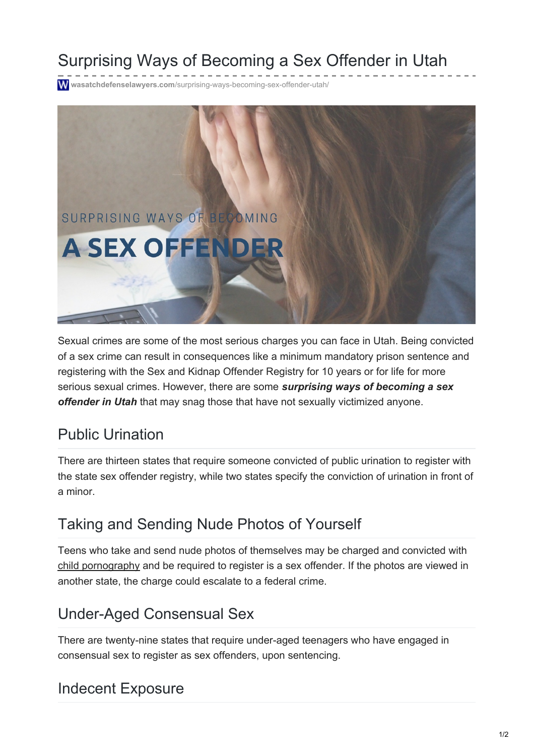# Surprising Ways of Becoming a Sex Offender in Utah

wasatchdefenselawyers.com/surprising-ways-becoming-sex-offender-utah/

Sexual crimes are some of the most serious charges you can face in Utah. Being convicted of a sex crime can result in consequences like a minimum mandatory prison sentence and registering with the Sex and Kidnap Offender Registry for 10 years or for life for more serious sexual crimes. However, there are some ***surprising ways of becoming a sex offender in Utah*** that may snag those that have not sexually victimized anyone.

## Public Urination

There are thirteen states that require someone convicted of public urination to register with the state sex offender registry, while two states specify the conviction of urination in front of a minor.

## Taking and Sending Nude Photos of Yourself

Teens who take and send nude photos of themselves may be charged and convicted with child pornography and be required to register is a sex offender. If the photos are viewed in another state, the charge could escalate to a federal crime.

## Under-Aged Consensual Sex

There are twenty-nine states that require under-aged teenagers who have engaged in consensual sex to register as sex offenders, upon sentencing.

## Indecent Exposure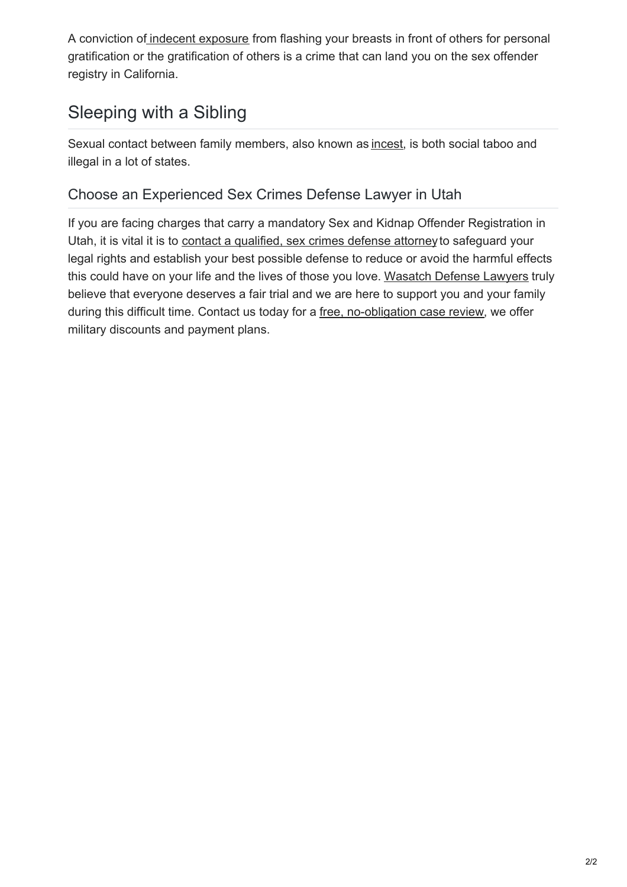A conviction of indecent exposure from flashing your breasts in front of others for personal gratification or the gratification of others is a crime that can land you on the sex offender registry in California.

## Sleeping with a Sibling

Sexual contact between family members, also known as incest, is both social taboo and illegal in a lot of states.

### Choose an Experienced Sex Crimes Defense Lawyer in Utah

If you are facing charges that carry a mandatory Sex and Kidnap Offender Registration in Utah, it is vital it is to contact a qualified, sex crimes defense attorney to safeguard your legal rights and establish your best possible defense to reduce or avoid the harmful effects this could have on your life and the lives of those you love. Wasatch Defense Lawyers truly believe that everyone deserves a fair trial and we are here to support you and your family during this difficult time. Contact us today for a free, no-obligation case review, we offer military discounts and payment plans.